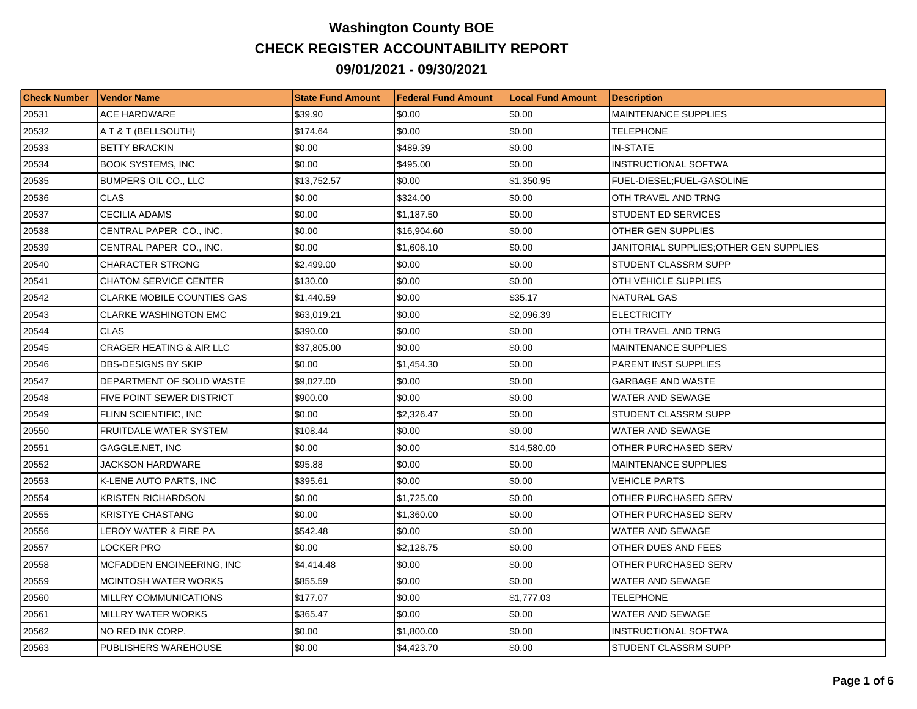# Washington County BOE

## CHECK REGISTER ACCOUNTABILITY REPORT

## 09/01/2021 - 09/30/2021

| Check Number | Vendor Name | State Fund Amount | Federal Fund Amount | Local Fund Amount | Description |
|---|---|---|---|---|---|
| 20531 | ACE HARDWARE | $39.90 | $0.00 | $0.00 | MAINTENANCE SUPPLIES |
| 20532 | A T & T (BELLSOUTH) | $174.64 | $0.00 | $0.00 | TELEPHONE |
| 20533 | BETTY BRACKIN | $0.00 | $489.39 | $0.00 | IN-STATE |
| 20534 | BOOK SYSTEMS, INC | $0.00 | $495.00 | $0.00 | INSTRUCTIONAL SOFTWA |
| 20535 | BUMPERS OIL CO., LLC | $13,752.57 | $0.00 | $1,350.95 | FUEL-DIESEL;FUEL-GASOLINE |
| 20536 | CLAS | $0.00 | $324.00 | $0.00 | OTH TRAVEL AND TRNG |
| 20537 | CECILIA ADAMS | $0.00 | $1,187.50 | $0.00 | STUDENT ED SERVICES |
| 20538 | CENTRAL PAPER CO., INC. | $0.00 | $16,904.60 | $0.00 | OTHER GEN SUPPLIES |
| 20539 | CENTRAL PAPER CO., INC. | $0.00 | $1,606.10 | $0.00 | JANITORIAL SUPPLIES;OTHER GEN SUPPLIES |
| 20540 | CHARACTER STRONG | $2,499.00 | $0.00 | $0.00 | STUDENT CLASSRM SUPP |
| 20541 | CHATOM SERVICE CENTER | $130.00 | $0.00 | $0.00 | OTH VEHICLE SUPPLIES |
| 20542 | CLARKE MOBILE COUNTIES GAS | $1,440.59 | $0.00 | $35.17 | NATURAL GAS |
| 20543 | CLARKE WASHINGTON EMC | $63,019.21 | $0.00 | $2,096.39 | ELECTRICITY |
| 20544 | CLAS | $390.00 | $0.00 | $0.00 | OTH TRAVEL AND TRNG |
| 20545 | CRAGER HEATING & AIR LLC | $37,805.00 | $0.00 | $0.00 | MAINTENANCE SUPPLIES |
| 20546 | DBS-DESIGNS BY SKIP | $0.00 | $1,454.30 | $0.00 | PARENT INST SUPPLIES |
| 20547 | DEPARTMENT OF SOLID WASTE | $9,027.00 | $0.00 | $0.00 | GARBAGE AND WASTE |
| 20548 | FIVE POINT SEWER DISTRICT | $900.00 | $0.00 | $0.00 | WATER AND SEWAGE |
| 20549 | FLINN SCIENTIFIC, INC | $0.00 | $2,326.47 | $0.00 | STUDENT CLASSRM SUPP |
| 20550 | FRUITDALE WATER SYSTEM | $108.44 | $0.00 | $0.00 | WATER AND SEWAGE |
| 20551 | GAGGLE.NET, INC | $0.00 | $0.00 | $14,580.00 | OTHER PURCHASED SERV |
| 20552 | JACKSON HARDWARE | $95.88 | $0.00 | $0.00 | MAINTENANCE SUPPLIES |
| 20553 | K-LENE AUTO PARTS, INC | $395.61 | $0.00 | $0.00 | VEHICLE PARTS |
| 20554 | KRISTEN RICHARDSON | $0.00 | $1,725.00 | $0.00 | OTHER PURCHASED SERV |
| 20555 | KRISTYE CHASTANG | $0.00 | $1,360.00 | $0.00 | OTHER PURCHASED SERV |
| 20556 | LEROY WATER & FIRE PA | $542.48 | $0.00 | $0.00 | WATER AND SEWAGE |
| 20557 | LOCKER PRO | $0.00 | $2,128.75 | $0.00 | OTHER DUES AND FEES |
| 20558 | MCFADDEN ENGINEERING, INC | $4,414.48 | $0.00 | $0.00 | OTHER PURCHASED SERV |
| 20559 | MCINTOSH WATER WORKS | $855.59 | $0.00 | $0.00 | WATER AND SEWAGE |
| 20560 | MILLRY COMMUNICATIONS | $177.07 | $0.00 | $1,777.03 | TELEPHONE |
| 20561 | MILLRY WATER WORKS | $365.47 | $0.00 | $0.00 | WATER AND SEWAGE |
| 20562 | NO RED INK CORP. | $0.00 | $1,800.00 | $0.00 | INSTRUCTIONAL SOFTWA |
| 20563 | PUBLISHERS WAREHOUSE | $0.00 | $4,423.70 | $0.00 | STUDENT CLASSRM SUPP |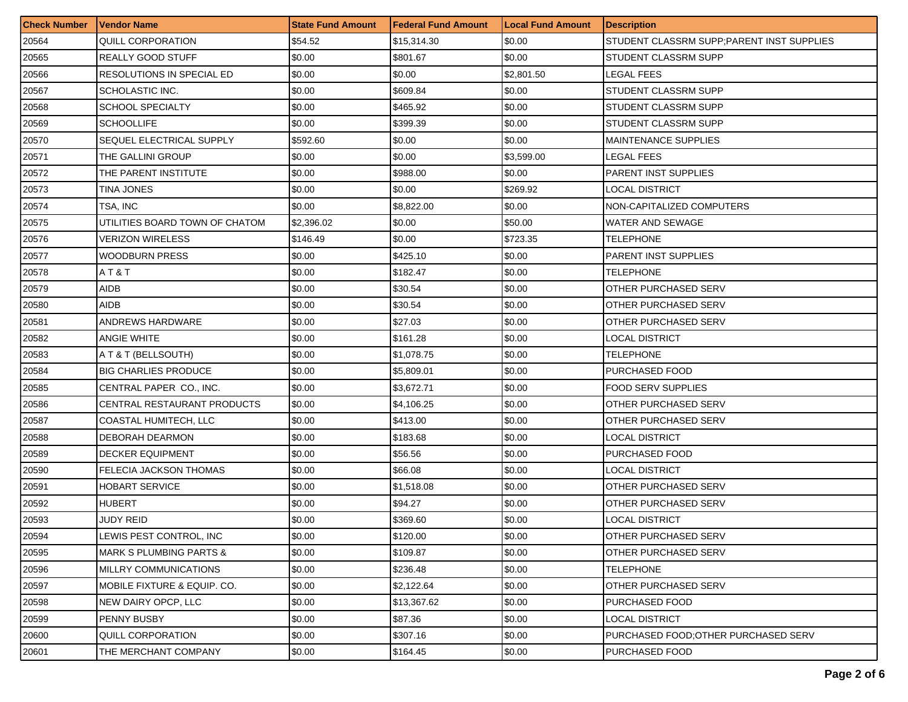| Check Number | Vendor Name | State Fund Amount | Federal Fund Amount | Local Fund Amount | Description |
|---|---|---|---|---|---|
| 20564 | QUILL CORPORATION | $54.52 | $15,314.30 | $0.00 | STUDENT CLASSRM SUPP;PARENT INST SUPPLIES |
| 20565 | REALLY GOOD STUFF | $0.00 | $801.67 | $0.00 | STUDENT CLASSRM SUPP |
| 20566 | RESOLUTIONS IN SPECIAL ED | $0.00 | $0.00 | $2,801.50 | LEGAL FEES |
| 20567 | SCHOLASTIC INC. | $0.00 | $609.84 | $0.00 | STUDENT CLASSRM SUPP |
| 20568 | SCHOOL SPECIALTY | $0.00 | $465.92 | $0.00 | STUDENT CLASSRM SUPP |
| 20569 | SCHOOLLIFE | $0.00 | $399.39 | $0.00 | STUDENT CLASSRM SUPP |
| 20570 | SEQUEL ELECTRICAL SUPPLY | $592.60 | $0.00 | $0.00 | MAINTENANCE SUPPLIES |
| 20571 | THE GALLINI GROUP | $0.00 | $0.00 | $3,599.00 | LEGAL FEES |
| 20572 | THE PARENT INSTITUTE | $0.00 | $988.00 | $0.00 | PARENT INST SUPPLIES |
| 20573 | TINA JONES | $0.00 | $0.00 | $269.92 | LOCAL DISTRICT |
| 20574 | TSA, INC | $0.00 | $8,822.00 | $0.00 | NON-CAPITALIZED COMPUTERS |
| 20575 | UTILITIES BOARD TOWN OF CHATOM | $2,396.02 | $0.00 | $50.00 | WATER AND SEWAGE |
| 20576 | VERIZON WIRELESS | $146.49 | $0.00 | $723.35 | TELEPHONE |
| 20577 | WOODBURN PRESS | $0.00 | $425.10 | $0.00 | PARENT INST SUPPLIES |
| 20578 | A T & T | $0.00 | $182.47 | $0.00 | TELEPHONE |
| 20579 | AIDB | $0.00 | $30.54 | $0.00 | OTHER PURCHASED SERV |
| 20580 | AIDB | $0.00 | $30.54 | $0.00 | OTHER PURCHASED SERV |
| 20581 | ANDREWS HARDWARE | $0.00 | $27.03 | $0.00 | OTHER PURCHASED SERV |
| 20582 | ANGIE WHITE | $0.00 | $161.28 | $0.00 | LOCAL DISTRICT |
| 20583 | A T & T (BELLSOUTH) | $0.00 | $1,078.75 | $0.00 | TELEPHONE |
| 20584 | BIG CHARLIES PRODUCE | $0.00 | $5,809.01 | $0.00 | PURCHASED FOOD |
| 20585 | CENTRAL PAPER CO., INC. | $0.00 | $3,672.71 | $0.00 | FOOD SERV SUPPLIES |
| 20586 | CENTRAL RESTAURANT PRODUCTS | $0.00 | $4,106.25 | $0.00 | OTHER PURCHASED SERV |
| 20587 | COASTAL HUMITECH, LLC | $0.00 | $413.00 | $0.00 | OTHER PURCHASED SERV |
| 20588 | DEBORAH DEARMON | $0.00 | $183.68 | $0.00 | LOCAL DISTRICT |
| 20589 | DECKER EQUIPMENT | $0.00 | $56.56 | $0.00 | PURCHASED FOOD |
| 20590 | FELECIA JACKSON THOMAS | $0.00 | $66.08 | $0.00 | LOCAL DISTRICT |
| 20591 | HOBART SERVICE | $0.00 | $1,518.08 | $0.00 | OTHER PURCHASED SERV |
| 20592 | HUBERT | $0.00 | $94.27 | $0.00 | OTHER PURCHASED SERV |
| 20593 | JUDY REID | $0.00 | $369.60 | $0.00 | LOCAL DISTRICT |
| 20594 | LEWIS PEST CONTROL, INC | $0.00 | $120.00 | $0.00 | OTHER PURCHASED SERV |
| 20595 | MARK S PLUMBING PARTS & | $0.00 | $109.87 | $0.00 | OTHER PURCHASED SERV |
| 20596 | MILLRY COMMUNICATIONS | $0.00 | $236.48 | $0.00 | TELEPHONE |
| 20597 | MOBILE FIXTURE & EQUIP. CO. | $0.00 | $2,122.64 | $0.00 | OTHER PURCHASED SERV |
| 20598 | NEW DAIRY OPCP, LLC | $0.00 | $13,367.62 | $0.00 | PURCHASED FOOD |
| 20599 | PENNY BUSBY | $0.00 | $87.36 | $0.00 | LOCAL DISTRICT |
| 20600 | QUILL CORPORATION | $0.00 | $307.16 | $0.00 | PURCHASED FOOD;OTHER PURCHASED SERV |
| 20601 | THE MERCHANT COMPANY | $0.00 | $164.45 | $0.00 | PURCHASED FOOD |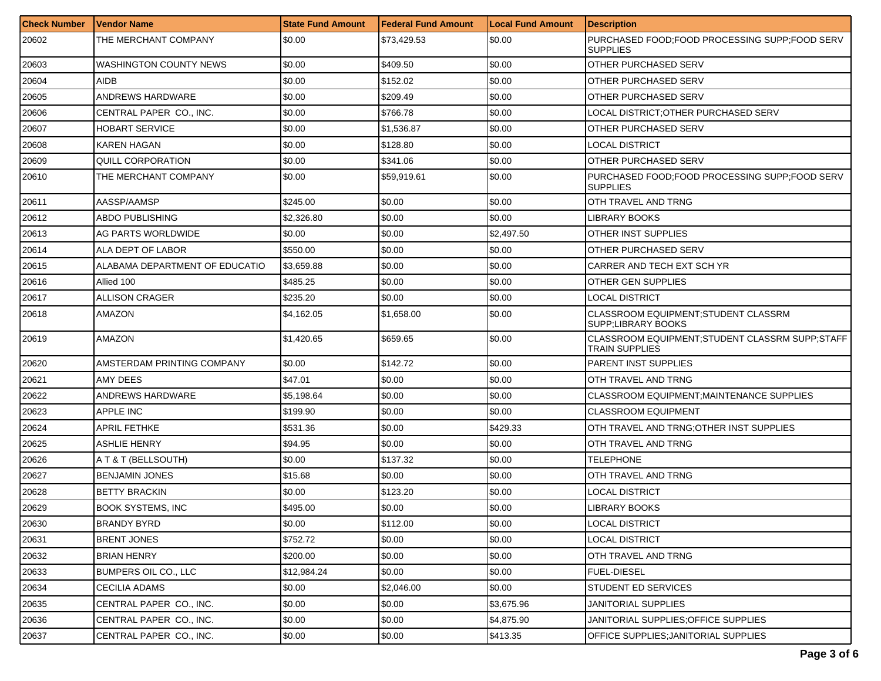| Check Number | Vendor Name | State Fund Amount | Federal Fund Amount | Local Fund Amount | Description |
|---|---|---|---|---|---|
| 20602 | THE MERCHANT COMPANY | $0.00 | $73,429.53 | $0.00 | PURCHASED FOOD;FOOD PROCESSING SUPP;FOOD SERV SUPPLIES |
| 20603 | WASHINGTON COUNTY NEWS | $0.00 | $409.50 | $0.00 | OTHER PURCHASED SERV |
| 20604 | AIDB | $0.00 | $152.02 | $0.00 | OTHER PURCHASED SERV |
| 20605 | ANDREWS HARDWARE | $0.00 | $209.49 | $0.00 | OTHER PURCHASED SERV |
| 20606 | CENTRAL PAPER CO., INC. | $0.00 | $766.78 | $0.00 | LOCAL DISTRICT;OTHER PURCHASED SERV |
| 20607 | HOBART SERVICE | $0.00 | $1,536.87 | $0.00 | OTHER PURCHASED SERV |
| 20608 | KAREN HAGAN | $0.00 | $128.80 | $0.00 | LOCAL DISTRICT |
| 20609 | QUILL CORPORATION | $0.00 | $341.06 | $0.00 | OTHER PURCHASED SERV |
| 20610 | THE MERCHANT COMPANY | $0.00 | $59,919.61 | $0.00 | PURCHASED FOOD;FOOD PROCESSING SUPP;FOOD SERV SUPPLIES |
| 20611 | AASSP/AAMSP | $245.00 | $0.00 | $0.00 | OTH TRAVEL AND TRNG |
| 20612 | ABDO PUBLISHING | $2,326.80 | $0.00 | $0.00 | LIBRARY BOOKS |
| 20613 | AG PARTS WORLDWIDE | $0.00 | $0.00 | $2,497.50 | OTHER INST SUPPLIES |
| 20614 | ALA DEPT OF LABOR | $550.00 | $0.00 | $0.00 | OTHER PURCHASED SERV |
| 20615 | ALABAMA DEPARTMENT OF EDUCATIO | $3,659.88 | $0.00 | $0.00 | CARRER AND TECH EXT SCH YR |
| 20616 | Allied 100 | $485.25 | $0.00 | $0.00 | OTHER GEN SUPPLIES |
| 20617 | ALLISON CRAGER | $235.20 | $0.00 | $0.00 | LOCAL DISTRICT |
| 20618 | AMAZON | $4,162.05 | $1,658.00 | $0.00 | CLASSROOM EQUIPMENT;STUDENT CLASSRM SUPP;LIBRARY BOOKS |
| 20619 | AMAZON | $1,420.65 | $659.65 | $0.00 | CLASSROOM EQUIPMENT;STUDENT CLASSRM SUPP;STAFF TRAIN SUPPLIES |
| 20620 | AMSTERDAM PRINTING COMPANY | $0.00 | $142.72 | $0.00 | PARENT INST SUPPLIES |
| 20621 | AMY DEES | $47.01 | $0.00 | $0.00 | OTH TRAVEL AND TRNG |
| 20622 | ANDREWS HARDWARE | $5,198.64 | $0.00 | $0.00 | CLASSROOM EQUIPMENT;MAINTENANCE SUPPLIES |
| 20623 | APPLE INC | $199.90 | $0.00 | $0.00 | CLASSROOM EQUIPMENT |
| 20624 | APRIL FETHKE | $531.36 | $0.00 | $429.33 | OTH TRAVEL AND TRNG;OTHER INST SUPPLIES |
| 20625 | ASHLIE HENRY | $94.95 | $0.00 | $0.00 | OTH TRAVEL AND TRNG |
| 20626 | A T & T (BELLSOUTH) | $0.00 | $137.32 | $0.00 | TELEPHONE |
| 20627 | BENJAMIN JONES | $15.68 | $0.00 | $0.00 | OTH TRAVEL AND TRNG |
| 20628 | BETTY BRACKIN | $0.00 | $123.20 | $0.00 | LOCAL DISTRICT |
| 20629 | BOOK SYSTEMS, INC | $495.00 | $0.00 | $0.00 | LIBRARY BOOKS |
| 20630 | BRANDY BYRD | $0.00 | $112.00 | $0.00 | LOCAL DISTRICT |
| 20631 | BRENT JONES | $752.72 | $0.00 | $0.00 | LOCAL DISTRICT |
| 20632 | BRIAN HENRY | $200.00 | $0.00 | $0.00 | OTH TRAVEL AND TRNG |
| 20633 | BUMPERS OIL CO., LLC | $12,984.24 | $0.00 | $0.00 | FUEL-DIESEL |
| 20634 | CECILIA ADAMS | $0.00 | $2,046.00 | $0.00 | STUDENT ED SERVICES |
| 20635 | CENTRAL PAPER CO., INC. | $0.00 | $0.00 | $3,675.96 | JANITORIAL SUPPLIES |
| 20636 | CENTRAL PAPER CO., INC. | $0.00 | $0.00 | $4,875.90 | JANITORIAL SUPPLIES;OFFICE SUPPLIES |
| 20637 | CENTRAL PAPER CO., INC. | $0.00 | $0.00 | $413.35 | OFFICE SUPPLIES;JANITORIAL SUPPLIES |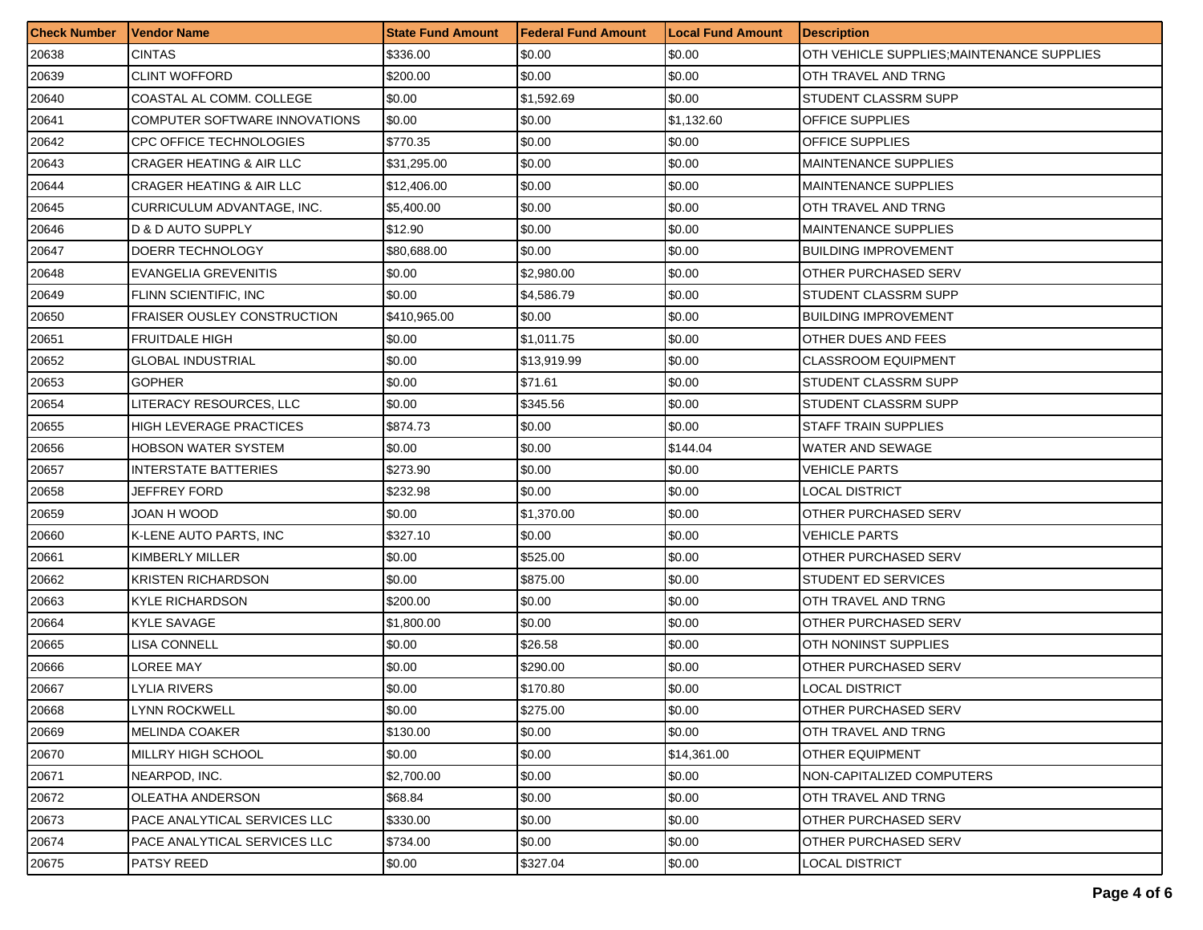| Check Number | Vendor Name | State Fund Amount | Federal Fund Amount | Local Fund Amount | Description |
|---|---|---|---|---|---|
| 20638 | CINTAS | $336.00 | $0.00 | $0.00 | OTH VEHICLE SUPPLIES;MAINTENANCE SUPPLIES |
| 20639 | CLINT WOFFORD | $200.00 | $0.00 | $0.00 | OTH TRAVEL AND TRNG |
| 20640 | COASTAL AL COMM. COLLEGE | $0.00 | $1,592.69 | $0.00 | STUDENT CLASSRM SUPP |
| 20641 | COMPUTER SOFTWARE INNOVATIONS | $0.00 | $0.00 | $1,132.60 | OFFICE SUPPLIES |
| 20642 | CPC OFFICE TECHNOLOGIES | $770.35 | $0.00 | $0.00 | OFFICE SUPPLIES |
| 20643 | CRAGER HEATING & AIR LLC | $31,295.00 | $0.00 | $0.00 | MAINTENANCE SUPPLIES |
| 20644 | CRAGER HEATING & AIR LLC | $12,406.00 | $0.00 | $0.00 | MAINTENANCE SUPPLIES |
| 20645 | CURRICULUM ADVANTAGE, INC. | $5,400.00 | $0.00 | $0.00 | OTH TRAVEL AND TRNG |
| 20646 | D & D AUTO SUPPLY | $12.90 | $0.00 | $0.00 | MAINTENANCE SUPPLIES |
| 20647 | DOERR TECHNOLOGY | $80,688.00 | $0.00 | $0.00 | BUILDING IMPROVEMENT |
| 20648 | EVANGELIA GREVENITIS | $0.00 | $2,980.00 | $0.00 | OTHER PURCHASED SERV |
| 20649 | FLINN SCIENTIFIC, INC | $0.00 | $4,586.79 | $0.00 | STUDENT CLASSRM SUPP |
| 20650 | FRAISER OUSLEY CONSTRUCTION | $410,965.00 | $0.00 | $0.00 | BUILDING IMPROVEMENT |
| 20651 | FRUITDALE HIGH | $0.00 | $1,011.75 | $0.00 | OTHER DUES AND FEES |
| 20652 | GLOBAL INDUSTRIAL | $0.00 | $13,919.99 | $0.00 | CLASSROOM EQUIPMENT |
| 20653 | GOPHER | $0.00 | $71.61 | $0.00 | STUDENT CLASSRM SUPP |
| 20654 | LITERACY RESOURCES, LLC | $0.00 | $345.56 | $0.00 | STUDENT CLASSRM SUPP |
| 20655 | HIGH LEVERAGE PRACTICES | $874.73 | $0.00 | $0.00 | STAFF TRAIN SUPPLIES |
| 20656 | HOBSON WATER SYSTEM | $0.00 | $0.00 | $144.04 | WATER AND SEWAGE |
| 20657 | INTERSTATE BATTERIES | $273.90 | $0.00 | $0.00 | VEHICLE PARTS |
| 20658 | JEFFREY FORD | $232.98 | $0.00 | $0.00 | LOCAL DISTRICT |
| 20659 | JOAN H WOOD | $0.00 | $1,370.00 | $0.00 | OTHER PURCHASED SERV |
| 20660 | K-LENE AUTO PARTS, INC | $327.10 | $0.00 | $0.00 | VEHICLE PARTS |
| 20661 | KIMBERLY MILLER | $0.00 | $525.00 | $0.00 | OTHER PURCHASED SERV |
| 20662 | KRISTEN RICHARDSON | $0.00 | $875.00 | $0.00 | STUDENT ED SERVICES |
| 20663 | KYLE RICHARDSON | $200.00 | $0.00 | $0.00 | OTH TRAVEL AND TRNG |
| 20664 | KYLE SAVAGE | $1,800.00 | $0.00 | $0.00 | OTHER PURCHASED SERV |
| 20665 | LISA CONNELL | $0.00 | $26.58 | $0.00 | OTH NONINST SUPPLIES |
| 20666 | LOREE MAY | $0.00 | $290.00 | $0.00 | OTHER PURCHASED SERV |
| 20667 | LYLIA RIVERS | $0.00 | $170.80 | $0.00 | LOCAL DISTRICT |
| 20668 | LYNN ROCKWELL | $0.00 | $275.00 | $0.00 | OTHER PURCHASED SERV |
| 20669 | MELINDA COAKER | $130.00 | $0.00 | $0.00 | OTH TRAVEL AND TRNG |
| 20670 | MILLRY HIGH SCHOOL | $0.00 | $0.00 | $14,361.00 | OTHER EQUIPMENT |
| 20671 | NEARPOD, INC. | $2,700.00 | $0.00 | $0.00 | NON-CAPITALIZED COMPUTERS |
| 20672 | OLEATHA ANDERSON | $68.84 | $0.00 | $0.00 | OTH TRAVEL AND TRNG |
| 20673 | PACE ANALYTICAL SERVICES LLC | $330.00 | $0.00 | $0.00 | OTHER PURCHASED SERV |
| 20674 | PACE ANALYTICAL SERVICES LLC | $734.00 | $0.00 | $0.00 | OTHER PURCHASED SERV |
| 20675 | PATSY REED | $0.00 | $327.04 | $0.00 | LOCAL DISTRICT |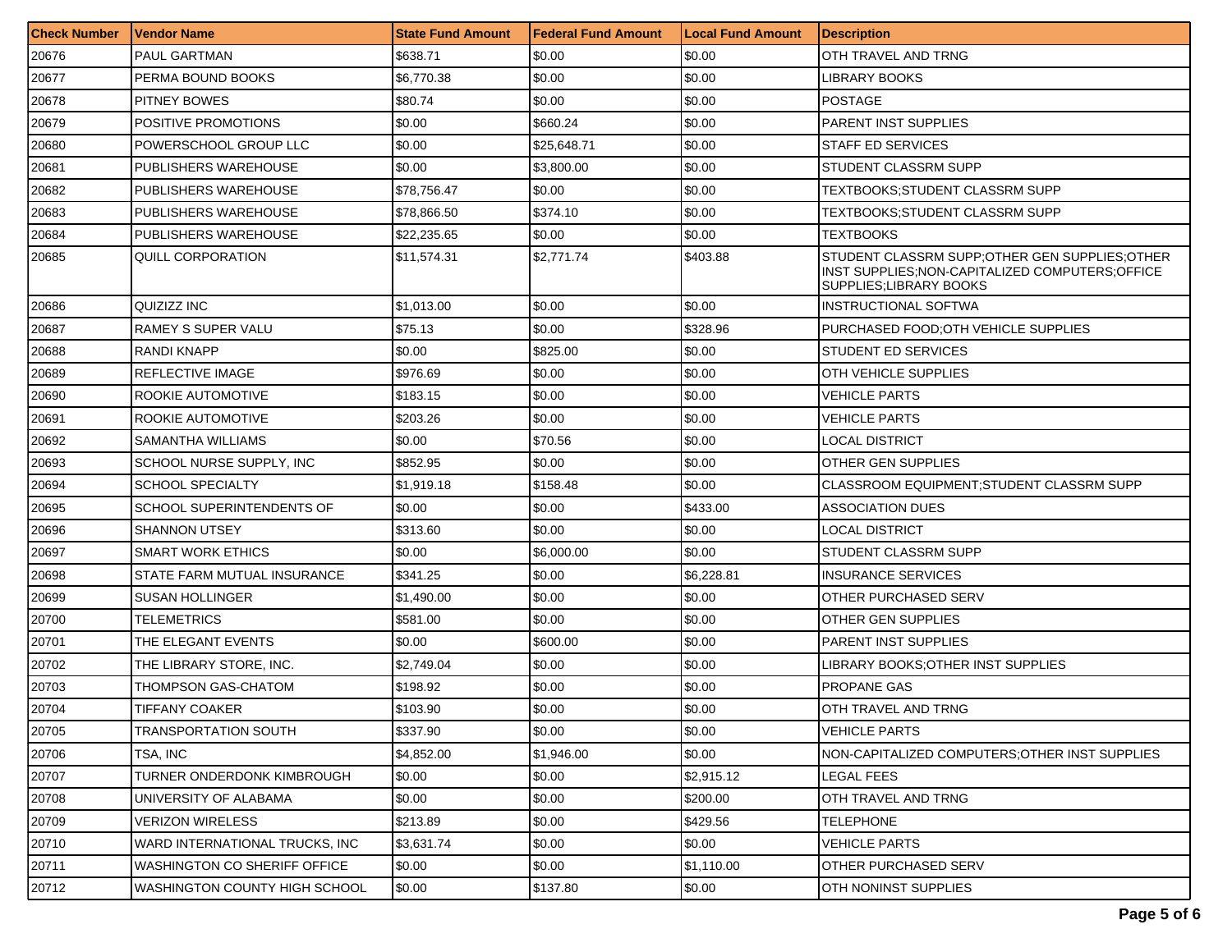| Check Number | Vendor Name | State Fund Amount | Federal Fund Amount | Local Fund Amount | Description |
|---|---|---|---|---|---|
| 20676 | PAUL GARTMAN | $638.71 | $0.00 | $0.00 | OTH TRAVEL AND TRNG |
| 20677 | PERMA BOUND BOOKS | $6,770.38 | $0.00 | $0.00 | LIBRARY BOOKS |
| 20678 | PITNEY BOWES | $80.74 | $0.00 | $0.00 | POSTAGE |
| 20679 | POSITIVE PROMOTIONS | $0.00 | $660.24 | $0.00 | PARENT INST SUPPLIES |
| 20680 | POWERSCHOOL GROUP LLC | $0.00 | $25,648.71 | $0.00 | STAFF ED SERVICES |
| 20681 | PUBLISHERS WAREHOUSE | $0.00 | $3,800.00 | $0.00 | STUDENT CLASSRM SUPP |
| 20682 | PUBLISHERS WAREHOUSE | $78,756.47 | $0.00 | $0.00 | TEXTBOOKS;STUDENT CLASSRM SUPP |
| 20683 | PUBLISHERS WAREHOUSE | $78,866.50 | $374.10 | $0.00 | TEXTBOOKS;STUDENT CLASSRM SUPP |
| 20684 | PUBLISHERS WAREHOUSE | $22,235.65 | $0.00 | $0.00 | TEXTBOOKS |
| 20685 | QUILL CORPORATION | $11,574.31 | $2,771.74 | $403.88 | STUDENT CLASSRM SUPP;OTHER GEN SUPPLIES;OTHER INST SUPPLIES;NON-CAPITALIZED COMPUTERS;OFFICE SUPPLIES;LIBRARY BOOKS |
| 20686 | QUIZIZZ INC | $1,013.00 | $0.00 | $0.00 | INSTRUCTIONAL SOFTWA |
| 20687 | RAMEY S SUPER VALU | $75.13 | $0.00 | $328.96 | PURCHASED FOOD;OTH VEHICLE SUPPLIES |
| 20688 | RANDI KNAPP | $0.00 | $825.00 | $0.00 | STUDENT ED SERVICES |
| 20689 | REFLECTIVE IMAGE | $976.69 | $0.00 | $0.00 | OTH VEHICLE SUPPLIES |
| 20690 | ROOKIE AUTOMOTIVE | $183.15 | $0.00 | $0.00 | VEHICLE PARTS |
| 20691 | ROOKIE AUTOMOTIVE | $203.26 | $0.00 | $0.00 | VEHICLE PARTS |
| 20692 | SAMANTHA WILLIAMS | $0.00 | $70.56 | $0.00 | LOCAL DISTRICT |
| 20693 | SCHOOL NURSE SUPPLY, INC | $852.95 | $0.00 | $0.00 | OTHER GEN SUPPLIES |
| 20694 | SCHOOL SPECIALTY | $1,919.18 | $158.48 | $0.00 | CLASSROOM EQUIPMENT;STUDENT CLASSRM SUPP |
| 20695 | SCHOOL SUPERINTENDENTS OF | $0.00 | $0.00 | $433.00 | ASSOCIATION DUES |
| 20696 | SHANNON UTSEY | $313.60 | $0.00 | $0.00 | LOCAL DISTRICT |
| 20697 | SMART WORK ETHICS | $0.00 | $6,000.00 | $0.00 | STUDENT CLASSRM SUPP |
| 20698 | STATE FARM MUTUAL INSURANCE | $341.25 | $0.00 | $6,228.81 | INSURANCE SERVICES |
| 20699 | SUSAN HOLLINGER | $1,490.00 | $0.00 | $0.00 | OTHER PURCHASED SERV |
| 20700 | TELEMETRICS | $581.00 | $0.00 | $0.00 | OTHER GEN SUPPLIES |
| 20701 | THE ELEGANT EVENTS | $0.00 | $600.00 | $0.00 | PARENT INST SUPPLIES |
| 20702 | THE LIBRARY STORE, INC. | $2,749.04 | $0.00 | $0.00 | LIBRARY BOOKS;OTHER INST SUPPLIES |
| 20703 | THOMPSON GAS-CHATOM | $198.92 | $0.00 | $0.00 | PROPANE GAS |
| 20704 | TIFFANY COAKER | $103.90 | $0.00 | $0.00 | OTH TRAVEL AND TRNG |
| 20705 | TRANSPORTATION SOUTH | $337.90 | $0.00 | $0.00 | VEHICLE PARTS |
| 20706 | TSA, INC | $4,852.00 | $1,946.00 | $0.00 | NON-CAPITALIZED COMPUTERS;OTHER INST SUPPLIES |
| 20707 | TURNER ONDERDONK KIMBROUGH | $0.00 | $0.00 | $2,915.12 | LEGAL FEES |
| 20708 | UNIVERSITY OF ALABAMA | $0.00 | $0.00 | $200.00 | OTH TRAVEL AND TRNG |
| 20709 | VERIZON WIRELESS | $213.89 | $0.00 | $429.56 | TELEPHONE |
| 20710 | WARD INTERNATIONAL TRUCKS, INC | $3,631.74 | $0.00 | $0.00 | VEHICLE PARTS |
| 20711 | WASHINGTON CO SHERIFF OFFICE | $0.00 | $0.00 | $1,110.00 | OTHER PURCHASED SERV |
| 20712 | WASHINGTON COUNTY HIGH SCHOOL | $0.00 | $137.80 | $0.00 | OTH NONINST SUPPLIES |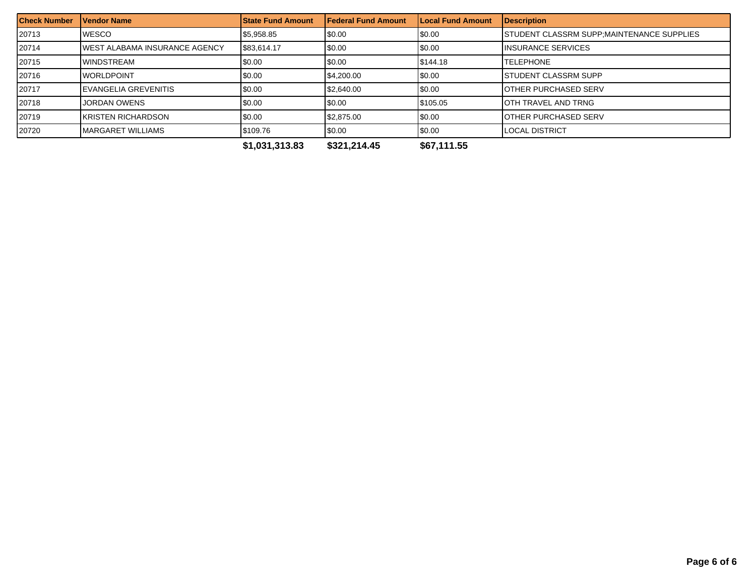| Check Number | Vendor Name | State Fund Amount | Federal Fund Amount | Local Fund Amount | Description |
|---|---|---|---|---|---|
| 20713 | WESCO | $5,958.85 | $0.00 | $0.00 | STUDENT CLASSRM SUPP;MAINTENANCE SUPPLIES |
| 20714 | WEST ALABAMA INSURANCE AGENCY | $83,614.17 | $0.00 | $0.00 | INSURANCE SERVICES |
| 20715 | WINDSTREAM | $0.00 | $0.00 | $144.18 | TELEPHONE |
| 20716 | WORLDPOINT | $0.00 | $4,200.00 | $0.00 | STUDENT CLASSRM SUPP |
| 20717 | EVANGELIA GREVENITIS | $0.00 | $2,640.00 | $0.00 | OTHER PURCHASED SERV |
| 20718 | JORDAN OWENS | $0.00 | $0.00 | $105.05 | OTH TRAVEL AND TRNG |
| 20719 | KRISTEN RICHARDSON | $0.00 | $2,875.00 | $0.00 | OTHER PURCHASED SERV |
| 20720 | MARGARET WILLIAMS | $109.76 | $0.00 | $0.00 | LOCAL DISTRICT |
| | | **$1,031,313.83** | **$321,214.45** | **$67,111.55** | |